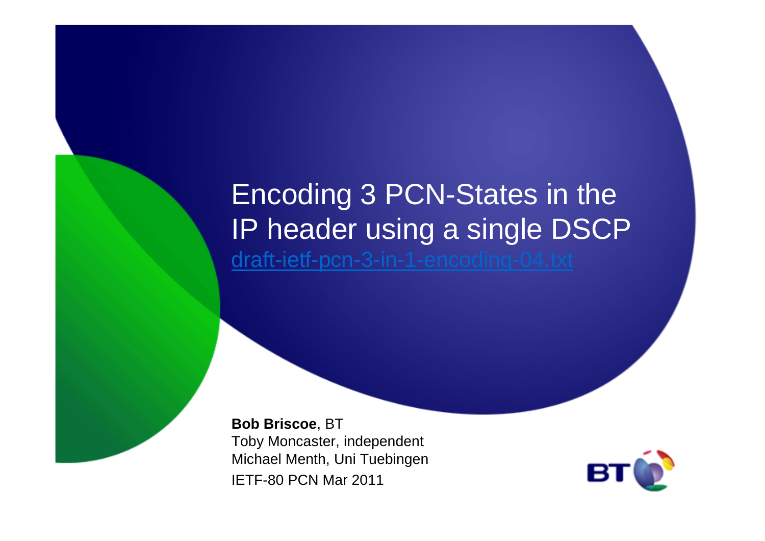# Encoding 3 PCN-States in the IP header using a single DSCP

draft-ietf-pcn-3-in-1-encoding-04.txt

**Bob Briscoe**, BT
Toby Moncaster, independent
Michael Menth, Uni Tuebingen
IETF-80 PCN Mar 2011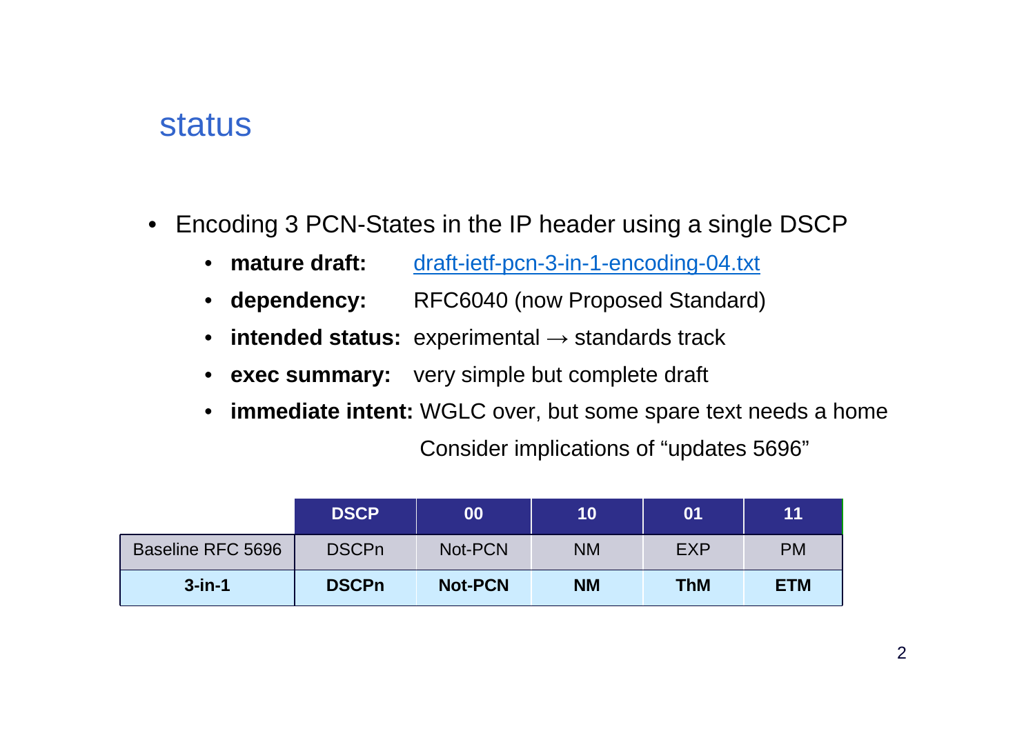# status

- Encoding 3 PCN-States in the IP header using a single DSCP
  - **mature draft:** draft-ietf-pcn-3-in-1-encoding-04.txt
  - **dependency:** RFC6040 (now Proposed Standard)
  - **intended status:** experimental → standards track
  - **exec summary:** very simple but complete draft
  - **immediate intent:** WGLC over, but some spare text needs a home

    Consider implications of "updates 5696"

| | DSCP | 00 | 10 | 01 | 11 |
|---|---|---|---|---|---|
| Baseline RFC 5696 | DSCPn | Not-PCN | NM | EXP | PM |
| **3-in-1** | **DSCPn** | **Not-PCN** | **NM** | **ThM** | **ETM** |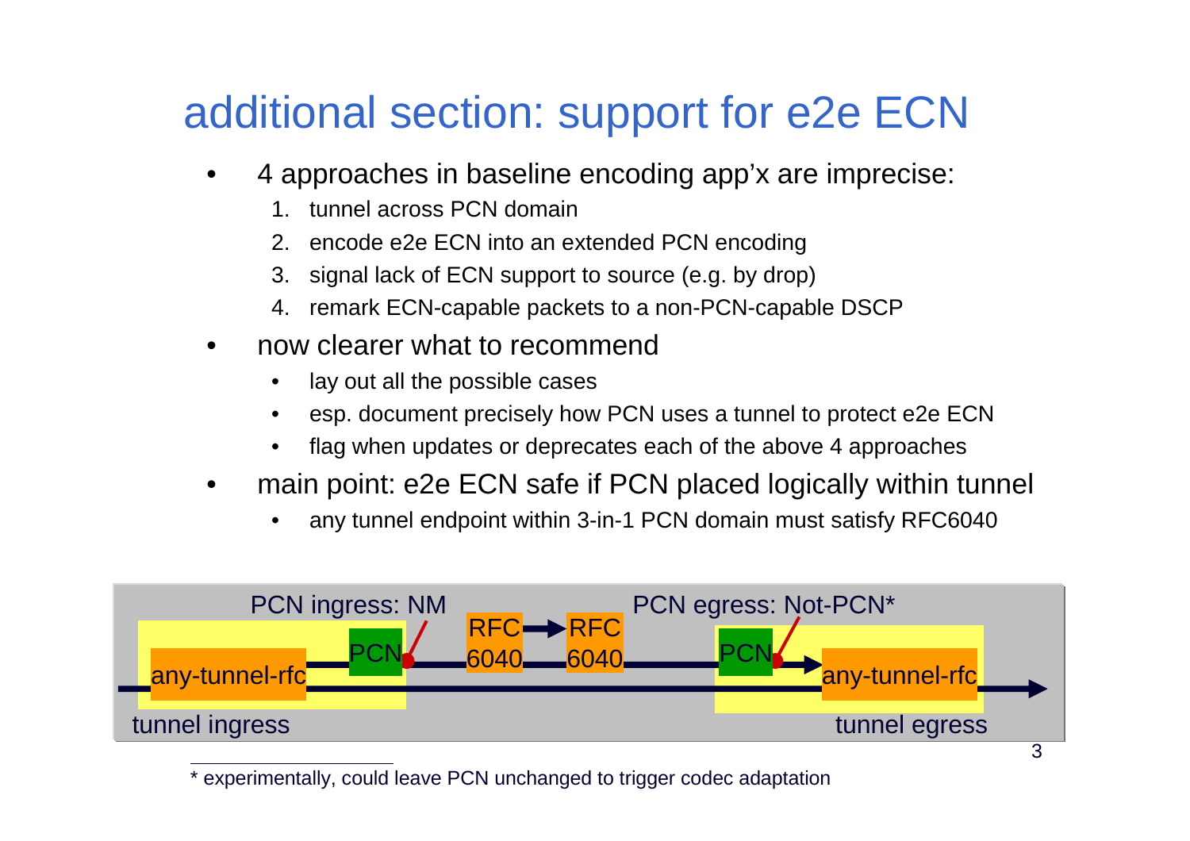# additional section: support for e2e ECN

- 4 approaches in baseline encoding app'x are imprecise:
  1. tunnel across PCN domain
  2. encode e2e ECN into an extended PCN encoding
  3. signal lack of ECN support to source (e.g. by drop)
  4. remark ECN-capable packets to a non-PCN-capable DSCP
- now clearer what to recommend
  - lay out all the possible cases
  - esp. document precisely how PCN uses a tunnel to protect e2e ECN
  - flag when updates or deprecates each of the above 4 approaches
- main point: e2e ECN safe if PCN placed logically within tunnel
  - any tunnel endpoint within 3-in-1 PCN domain must satisfy RFC6040

PCN ingress: NM

PCN egress: Not-PCN*

any-tunnel-rfc | PCN | RFC 6040 → RFC 6040 | PCN | any-tunnel-rfc

tunnel ingress

tunnel egress

\* experimentally, could leave PCN unchanged to trigger codec adaptation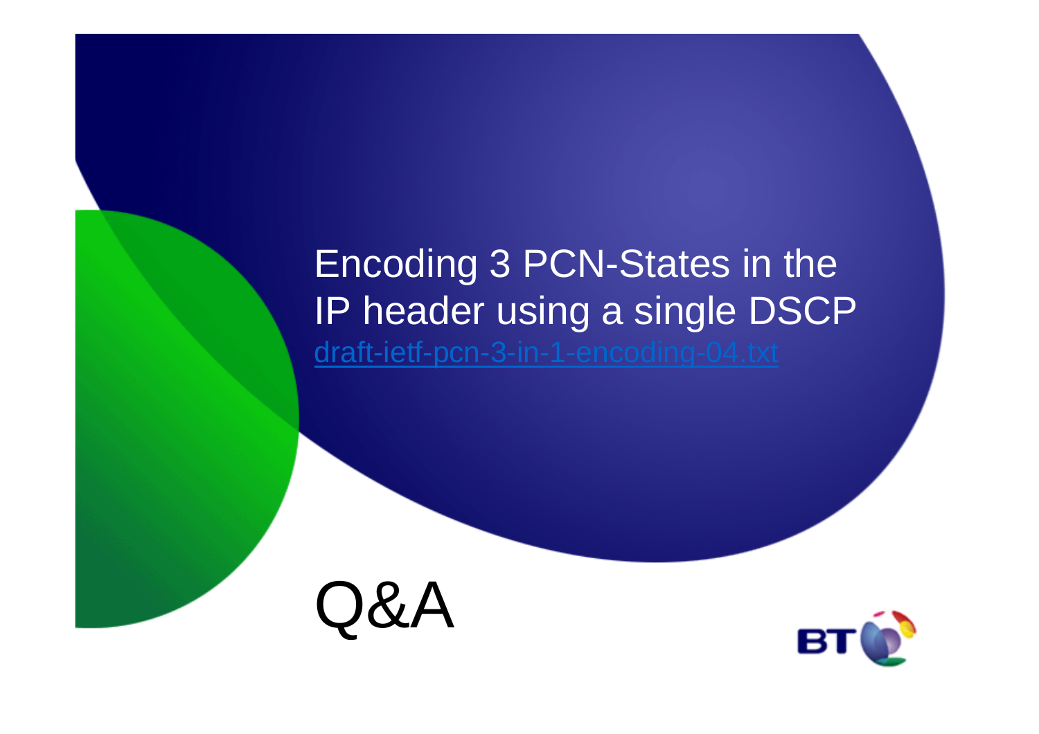# Encoding 3 PCN-States in the IP header using a single DSCP

draft-ietf-pcn-3-in-1-encoding-04.txt

# Q&A